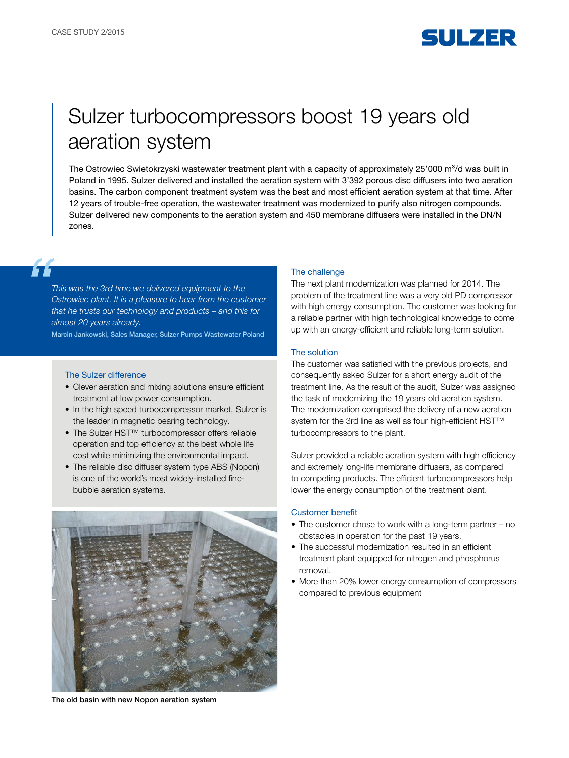CASE STUDY 2/2015

# Sulzer turbocompressors boost 19 years old aeration system

The Ostrowiec Swietokrzyski wastewater treatment plant with a capacity of approximately 25'000 $m^3$/d was built in Poland in 1995. Sulzer delivered and installed the aeration system with 3'392 porous disc diffusers into two aeration basins. The carbon component treatment system was the best and most efficient aeration system at that time. After 12 years of trouble-free operation, the wastewater treatment was modernized to purify also nitrogen compounds. Sulzer delivered new components to the aeration system and 450 membrane diffusers were installed in the DN/N zones.

> *This was the 3rd time we delivered equipment to the Ostrowiec plant. It is a pleasure to hear from the customer that he trusts our technology and products – and this for almost 20 years already.*
>
> **Marcin Jankowski, Sales Manager, Sulzer Pumps Wastewater Poland**

### The Sulzer difference

- Clever aeration and mixing solutions ensure efficient treatment at low power consumption.
- In the high speed turbocompressor market, Sulzer is the leader in magnetic bearing technology.
- The Sulzer HST™ turbocompressor offers reliable operation and top efficiency at the best whole life cost while minimizing the environmental impact.
- The reliable disc diffuser system type ABS (Nopon) is one of the world's most widely-installed fine-bubble aeration systems.

**The old basin with new Nopon aeration system**

### The challenge

The next plant modernization was planned for 2014. The problem of the treatment line was a very old PD compressor with high energy consumption. The customer was looking for a reliable partner with high technological knowledge to come up with an energy-efficient and reliable long-term solution.

### The solution

The customer was satisfied with the previous projects, and consequently asked Sulzer for a short energy audit of the treatment line. As the result of the audit, Sulzer was assigned the task of modernizing the 19 years old aeration system. The modernization comprised the delivery of a new aeration system for the 3rd line as well as four high-efficient HST™ turbocompressors to the plant.

Sulzer provided a reliable aeration system with high efficiency and extremely long-life membrane diffusers, as compared to competing products. The efficient turbocompressors help lower the energy consumption of the treatment plant.

### Customer benefit

- The customer chose to work with a long-term partner – no obstacles in operation for the past 19 years.
- The successful modernization resulted in an efficient treatment plant equipped for nitrogen and phosphorus removal.
- More than 20% lower energy consumption of compressors compared to previous equipment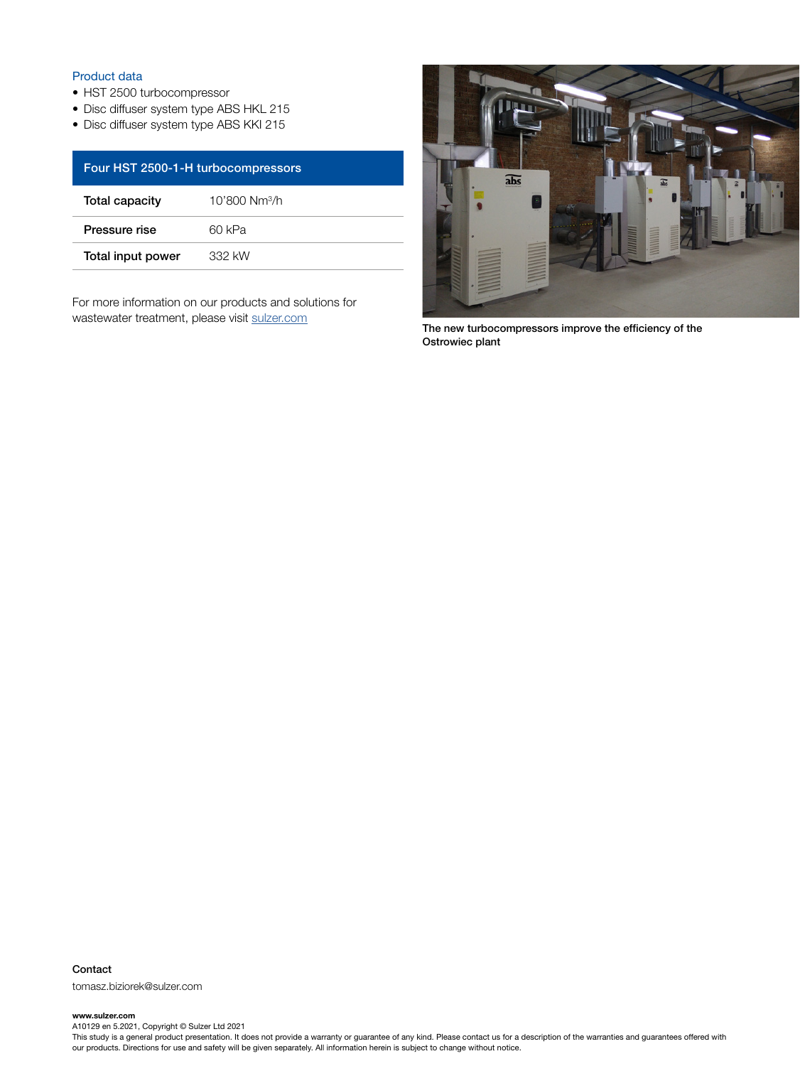## Product data

- HST 2500 turbocompressor
- Disc diffuser system type ABS HKL 215
- Disc diffuser system type ABS KKI 215

| Four HST 2500-1-H turbocompressors | |
|---|---|
| **Total capacity** | 10’800 Nm³/h |
| **Pressure rise** | 60 kPa |
| **Total input power** | 332 kW |

For more information on our products and solutions for wastewater treatment, please visit [sulzer.com](sulzer.com)

**The new turbocompressors improve the efficiency of the Ostrowiec plant**

**Contact**

tomasz.biziorek@sulzer.com

**www.sulzer.com**

A10129 en 5.2021, Copyright © Sulzer Ltd 2021

This study is a general product presentation. It does not provide a warranty or guarantee of any kind. Please contact us for a description of the warranties and guarantees offered with our products. Directions for use and safety will be given separately. All information herein is subject to change without notice.